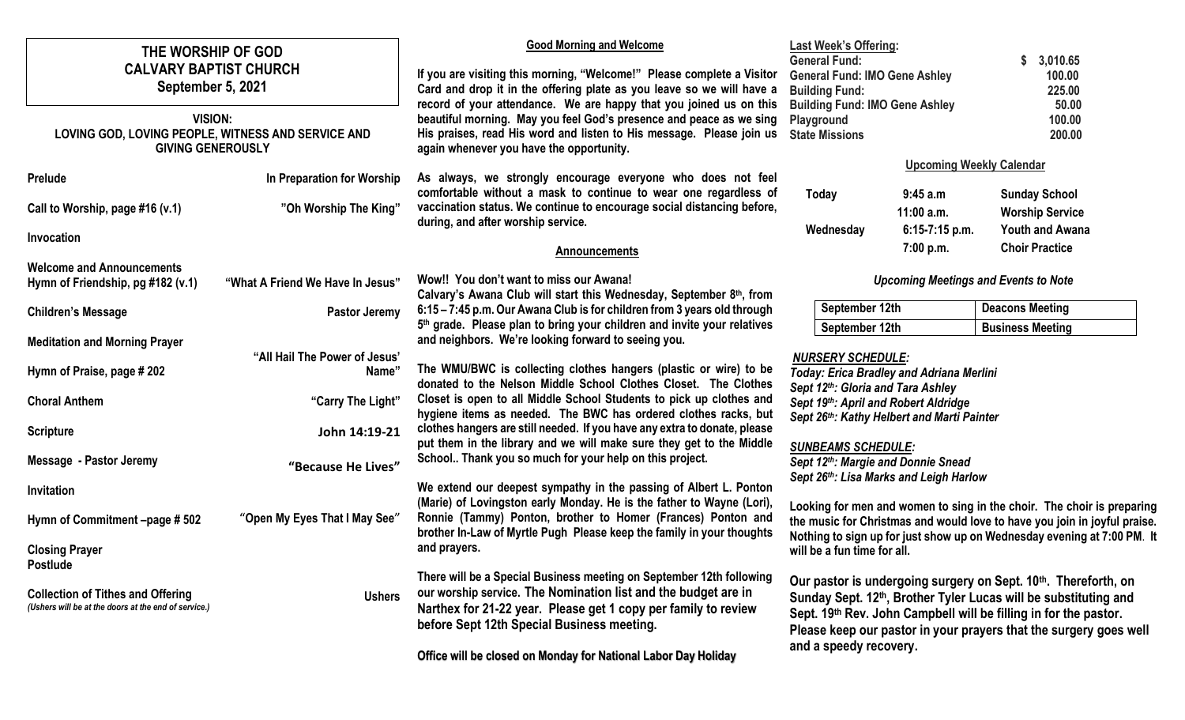# THE WORSHIP OF GOD
## CALVARY BAPTIST CHURCH
### September 5, 2021

**VISION:**
**LOVING GOD, LOVING PEOPLE, WITNESS AND SERVICE AND GIVING GENEROUSLY**

| | |
|---|---|
| **Prelude** | **In Preparation for Worship** |
| **Call to Worship, page #16 (v.1)** | **"Oh Worship The King"** |
| **Invocation** | |
| **Welcome and Announcements** | |
| **Hymn of Friendship, pg #182 (v.1)** | **"What A Friend We Have In Jesus"** |
| **Children's Message** | **Pastor Jeremy** |
| **Meditation and Morning Prayer** | |
| **Hymn of Praise, page # 202** | **"All Hail The Power of Jesus' Name"** |
| **Choral Anthem** | **"Carry The Light"** |
| **Scripture** | **John 14:19-21** |
| **Message - Pastor Jeremy** | **"Because He Lives"** |
| **Invitation** | |
| **Hymn of Commitment –page # 502** | **"Open My Eyes That I May See"** |
| **Closing Prayer** | |
| **Postlude** | |
| **Collection of Tithes and Offering** | **Ushers** |

*(Ushers will be at the doors at the end of service.)*

### Good Morning and Welcome

**If you are visiting this morning, "Welcome!" Please complete a Visitor Card and drop it in the offering plate as you leave so we will have a record of your attendance. We are happy that you joined us on this beautiful morning. May you feel God's presence and peace as we sing His praises, read His word and listen to His message. Please join us again whenever you have the opportunity.**

**As always, we strongly encourage everyone who does not feel comfortable without a mask to continue to wear one regardless of vaccination status. We continue to encourage social distancing before, during, and after worship service.**

### Announcements

**Wow!! You don't want to miss our Awana!**
**Calvary's Awana Club will start this Wednesday, September 8th, from 6:15 – 7:45 p.m. Our Awana Club is for children from 3 years old through 5th grade. Please plan to bring your children and invite your relatives and neighbors. We're looking forward to seeing you.**

**The WMU/BWC is collecting clothes hangers (plastic or wire) to be donated to the Nelson Middle School Clothes Closet. The Clothes Closet is open to all Middle School Students to pick up clothes and hygiene items as needed. The BWC has ordered clothes racks, but clothes hangers are still needed. If you have any extra to donate, please put them in the library and we will make sure they get to the Middle School.. Thank you so much for your help on this project.**

**We extend our deepest sympathy in the passing of Albert L. Ponton (Marie) of Lovingston early Monday. He is the father to Wayne (Lori), Ronnie (Tammy) Ponton, brother to Homer (Frances) Ponton and brother In-Law of Myrtle Pugh Please keep the family in your thoughts and prayers.**

**There will be a Special Business meeting on September 12th following our worship service. The Nomination list and the budget are in Narthex for 21-22 year. Please get 1 copy per family to review before Sept 12th Special Business meeting.**

**Office will be closed on Monday for National Labor Day Holiday**

**Last Week's Offering:**

| | |
|---|---|
| **General Fund:** | **$ 3,010.65** |
| **General Fund: IMO Gene Ashley** | **100.00** |
| **Building Fund:** | **225.00** |
| **Building Fund: IMO Gene Ashley** | **50.00** |
| **Playground** | **100.00** |
| **State Missions** | **200.00** |

### Upcoming Weekly Calendar

| | | |
|---|---|---|
| **Today** | **9:45 a.m** | **Sunday School** |
| | **11:00 a.m.** | **Worship Service** |
| **Wednesday** | **6:15-7:15 p.m.** | **Youth and Awana** |
| | **7:00 p.m.** | **Choir Practice** |

*Upcoming Meetings and Events to Note*

| | |
|---|---|
| **September 12th** | **Deacons Meeting** |
| **September 12th** | **Business Meeting** |

***NURSERY SCHEDULE:***
*Today: Erica Bradley and Adriana Merlini*
*Sept 12th: Gloria and Tara Ashley*
*Sept 19th: April and Robert Aldridge*
*Sept 26th: Kathy Helbert and Marti Painter*

***SUNBEAMS SCHEDULE:***
*Sept 12th: Margie and Donnie Snead*
*Sept 26th: Lisa Marks and Leigh Harlow*

**Looking for men and women to sing in the choir. The choir is preparing the music for Christmas and would love to have you join in joyful praise. Nothing to sign up for just show up on Wednesday evening at 7:00 PM. It will be a fun time for all.**

**Our pastor is undergoing surgery on Sept. 10th. Thereforth, on Sunday Sept. 12th, Brother Tyler Lucas will be substituting and Sept. 19th Rev. John Campbell will be filling in for the pastor. Please keep our pastor in your prayers that the surgery goes well and a speedy recovery.**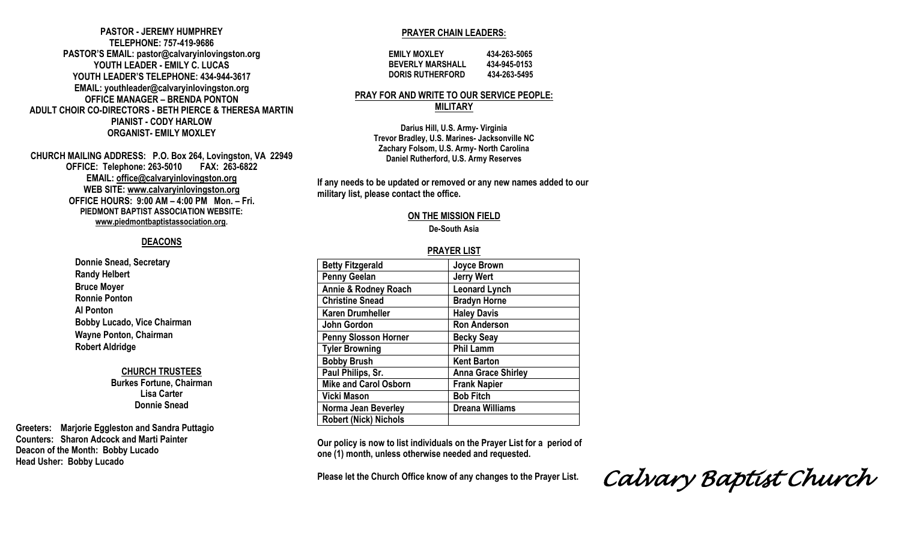**PASTOR - JEREMY HUMPHREY**
**TELEPHONE: 757-419-9686**
**PASTOR'S EMAIL: pastor@calvaryinlovingston.org**
**YOUTH LEADER - EMILY C. LUCAS**
**YOUTH LEADER'S TELEPHONE: 434-944-3617**
**EMAIL: youthleader@calvaryinlovingston.org**
**OFFICE MANAGER – BRENDA PONTON**
**ADULT CHOIR CO-DIRECTORS - BETH PIERCE & THERESA MARTIN**
**PIANIST - CODY HARLOW**
**ORGANIST- EMILY MOXLEY**

**CHURCH MAILING ADDRESS: P.O. Box 264, Lovingston, VA 22949**
**OFFICE: Telephone: 263-5010 FAX: 263-6822**
**EMAIL: office@calvaryinlovingston.org**
**WEB SITE: www.calvaryinlovingston.org**
**OFFICE HOURS: 9:00 AM – 4:00 PM Mon. – Fri.**
**PIEDMONT BAPTIST ASSOCIATION WEBSITE:**
**www.piedmontbaptistassociation.org.**

## DEACONS

**Donnie Snead, Secretary**
**Randy Helbert**
**Bruce Moyer**
**Ronnie Ponton**
**Al Ponton**
**Bobby Lucado, Vice Chairman**
**Wayne Ponton, Chairman**
**Robert Aldridge**

## CHURCH TRUSTEES

**Burkes Fortune, Chairman**
**Lisa Carter**
**Donnie Snead**

**Greeters: Marjorie Eggleston and Sandra Puttagio**
**Counters: Sharon Adcock and Marti Painter**
**Deacon of the Month: Bobby Lucado**
**Head Usher: Bobby Lucado**

## PRAYER CHAIN LEADERS:

**EMILY MOXLEY 434-263-5065**
**BEVERLY MARSHALL 434-945-0153**
**DORIS RUTHERFORD 434-263-5495**

## PRAY FOR AND WRITE TO OUR SERVICE PEOPLE:
## MILITARY

**Darius Hill, U.S. Army- Virginia**
**Trevor Bradley, U.S. Marines- Jacksonville NC**
**Zachary Folsom, U.S. Army- North Carolina**
**Daniel Rutherford, U.S. Army Reserves**

**If any needs to be updated or removed or any new names added to our military list, please contact the office.**

## ON THE MISSION FIELD

**De-South Asia**

## PRAYER LIST

| | |
|---|---|
| Betty Fitzgerald | Joyce Brown |
| Penny Geelan | Jerry Wert |
| Annie & Rodney Roach | Leonard Lynch |
| Christine Snead | Bradyn Horne |
| Karen Drumheller | Haley Davis |
| John Gordon | Ron Anderson |
| Penny Slosson Horner | Becky Seay |
| Tyler Browning | Phil Lamm |
| Bobby Brush | Kent Barton |
| Paul Philips, Sr. | Anna Grace Shirley |
| Mike and Carol Osborn | Frank Napier |
| Vicki Mason | Bob Fitch |
| Norma Jean Beverley | Dreana Williams |
| Robert (Nick) Nichols | |

**Our policy is now to list individuals on the Prayer List for a period of one (1) month, unless otherwise needed and requested.**

**Please let the Church Office know of any changes to the Prayer List.**

*Calvary Baptist Church*